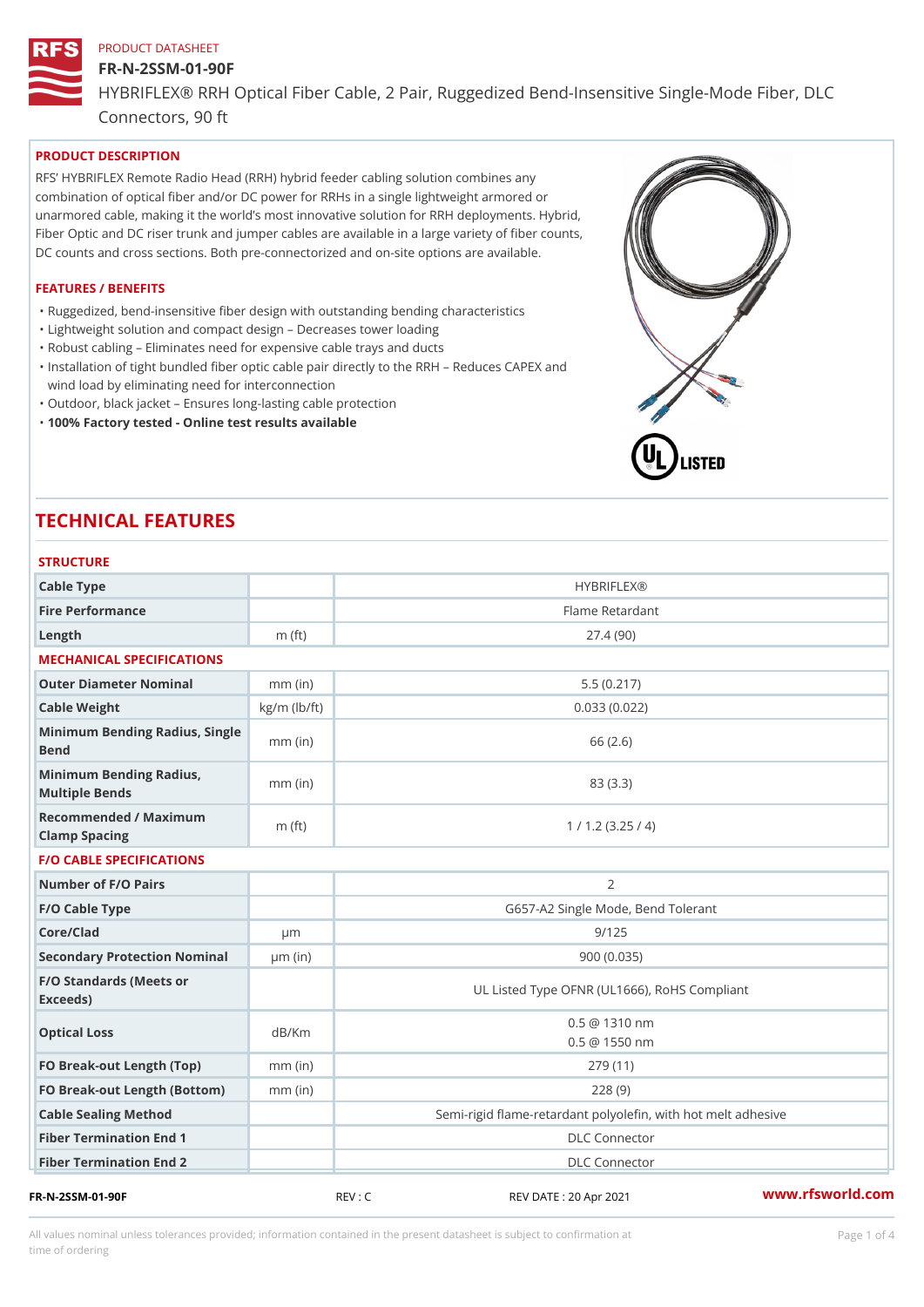PRODUCT DATASHEET

# FR-N-2SSM-01-90F

HYBRIFLEX® RRH Optical Fiber Cable, 2 Pair, Ruggedized Bend-Insensitive Single-Mode Fiber, DLC Connectors, 90 ft

## PRODUCT DESCRIPTION

RFS' HYBRIFLEX Remote Radio Head (RRH) hybrid feeder cabling solution combines any combination of optical fiber and/or DC power for RRHs in a single lightweight armored or unarmored cable, making it the world's most innovative solution for RRH deployments. Hybrid, Fiber Optic and DC riser trunk and jumper cables are available in a large variety of fiber counts, DC counts and cross sections. Both pre-connectorized and on-site options are available.

## FEATURES / BENEFITS

- Ruggedized, bend-insensitive fiber design with outstanding bending characteristics
- Lightweight solution and compact design – Decreases tower loading
- Robust cabling – Eliminates need for expensive cable trays and ducts
- Installation of tight bundled fiber optic cable pair directly to the RRH – Reduces CAPEX and wind load by eliminating need for interconnection
- Outdoor, black jacket – Ensures long-lasting cable protection
- **100% Factory tested - Online test results available**

# TECHNICAL FEATURES

## STRUCTURE

| | | |
|---|---|---|
| Cable Type | | HYBRIFLEX® |
| Fire Performance | | Flame Retardant |
| Length | m (ft) | 27.4 (90) |

## MECHANICAL SPECIFICATIONS

| | | |
|---|---|---|
| Outer Diameter Nominal | mm (in) | 5.5 (0.217) |
| Cable Weight | kg/m (lb/ft) | 0.033 (0.022) |
| Minimum Bending Radius, Single Bend | mm (in) | 66 (2.6) |
| Minimum Bending Radius, Multiple Bends | mm (in) | 83 (3.3) |
| Recommended / Maximum Clamp Spacing | m (ft) | 1 / 1.2 (3.25 / 4) |

## F/O CABLE SPECIFICATIONS

| | | |
|---|---|---|
| Number of F/O Pairs | | 2 |
| F/O Cable Type | | G657-A2 Single Mode, Bend Tolerant |
| Core/Clad | μm | 9/125 |
| Secondary Protection Nominal | μm (in) | 900 (0.035) |
| F/O Standards (Meets or Exceeds) | | UL Listed Type OFNR (UL1666), RoHS Compliant |
| Optical Loss | dB/Km | 0.5 @ 1310 nm<br>0.5 @ 1550 nm |
| FO Break-out Length (Top) | mm (in) | 279 (11) |
| FO Break-out Length (Bottom) | mm (in) | 228 (9) |
| Cable Sealing Method | | Semi-rigid flame-retardant polyolefin, with hot melt adhesive |
| Fiber Termination End 1 | | DLC Connector |
| Fiber Termination End 2 | | DLC Connector |

FR-N-2SSM-01-90F REV : C REV DATE : 20 Apr 2021 www.rfsworld.com

All values nominal unless tolerances provided; information contained in the present datasheet is subject to confirmation at time of ordering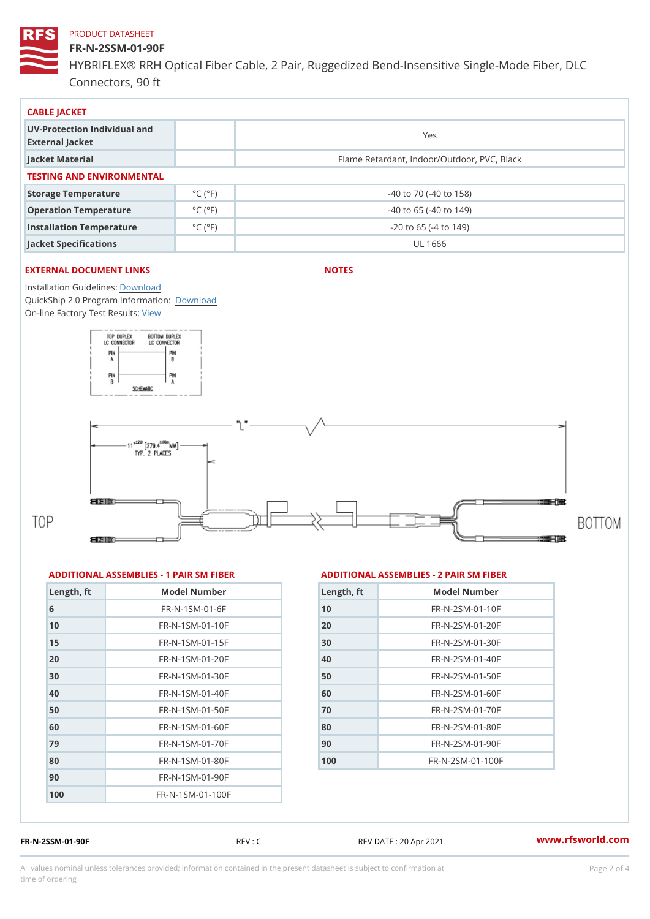PRODUCT DATASHEET

# FR-N-2SSM-01-90F

HYBRIFLEX® RRH Optical Fiber Cable, 2 Pair, Ruggedized Bend-Insensitive Single-Mode Fiber, DLC Connectors, 90 ft

## CABLE JACKET

| | | |
|---|---|---|
| UV-Protection Individual and External Jacket | | Yes |
| Jacket Material | | Flame Retardant, Indoor/Outdoor, PVC, Black |

## TESTING AND ENVIRONMENTAL

| | | |
|---|---|---|
| Storage Temperature | °C (°F) | -40 to 70 (-40 to 158) |
| Operation Temperature | °C (°F) | -40 to 65 (-40 to 149) |
| Installation Temperature | °C (°F) | -20 to 65 (-4 to 149) |
| Jacket Specifications | | UL 1666 |

## EXTERNAL DOCUMENT LINKS

Installation Guidelines: Download
QuickShip 2.0 Program Information: Download
On-line Factory Test Results: View

## NOTES

TOP DUPLEX LC CONNECTOR | BOTTOM DUPLEX LC CONNECTOR | PIN A | PIN B | PIN B | PIN A | SCHEMATIC

"L"

11" ±2.0 [279.4 ±0.05 MM] TYP. 2 PLACES

TOP | BOTTOM

## ADDITIONAL ASSEMBLIES - 1 PAIR SM FIBER

| Length, ft | Model Number |
|---|---|
| 6 | FR-N-1SM-01-6F |
| 10 | FR-N-1SM-01-10F |
| 15 | FR-N-1SM-01-15F |
| 20 | FR-N-1SM-01-20F |
| 30 | FR-N-1SM-01-30F |
| 40 | FR-N-1SM-01-40F |
| 50 | FR-N-1SM-01-50F |
| 60 | FR-N-1SM-01-60F |
| 79 | FR-N-1SM-01-70F |
| 80 | FR-N-1SM-01-80F |
| 90 | FR-N-1SM-01-90F |
| 100 | FR-N-1SM-01-100F |

## ADDITIONAL ASSEMBLIES - 2 PAIR SM FIBER

| Length, ft | Model Number |
|---|---|
| 10 | FR-N-2SM-01-10F |
| 20 | FR-N-2SM-01-20F |
| 30 | FR-N-2SM-01-30F |
| 40 | FR-N-2SM-01-40F |
| 50 | FR-N-2SM-01-50F |
| 60 | FR-N-2SM-01-60F |
| 70 | FR-N-2SM-01-70F |
| 80 | FR-N-2SM-01-80F |
| 90 | FR-N-2SM-01-90F |
| 100 | FR-N-2SM-01-100F |

FR-N-2SSM-01-90F | REV : C | REV DATE : 20 Apr 2021 | www.rfsworld.com

All values nominal unless tolerances provided; information contained in the present datasheet is subject to confirmation at time of ordering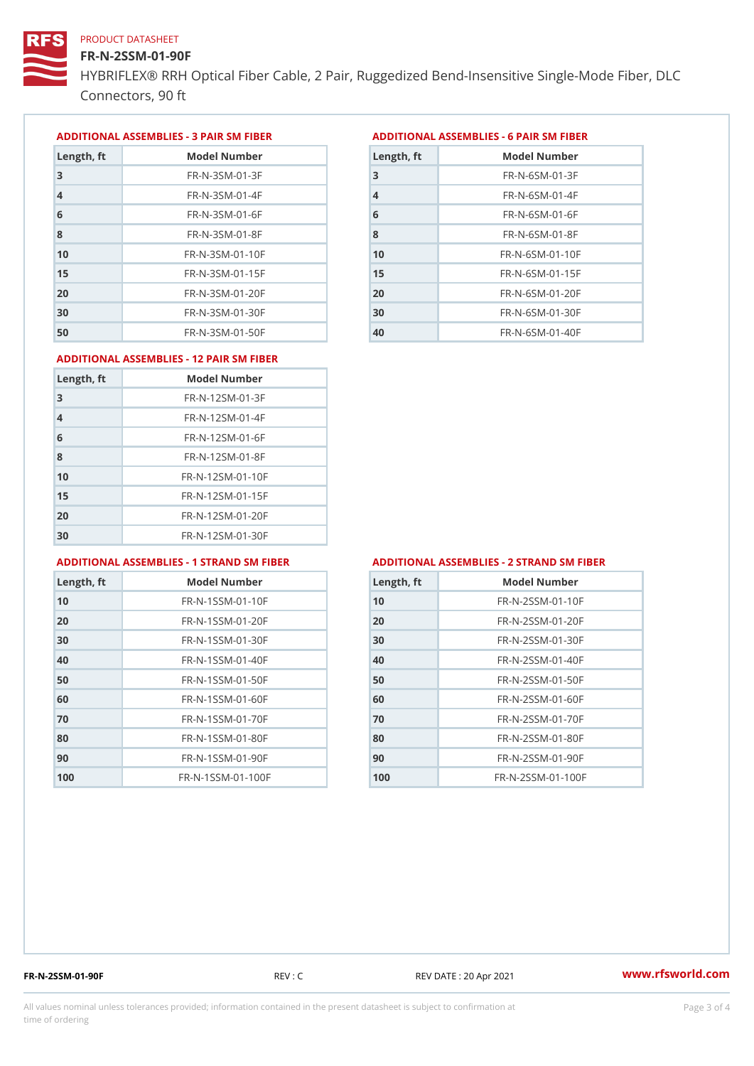PRODUCT DATASHEET

# FR-N-2SSM-01-90F

HYBRIFLEX® RRH Optical Fiber Cable, 2 Pair, Ruggedized Bend-Insensitive Single-Mode Fiber, DLC Connectors, 90 ft

## ADDITIONAL ASSEMBLIES - 3 PAIR SM FIBER

| Length, ft | Model Number |
|---|---|
| 3 | FR-N-3SM-01-3F |
| 4 | FR-N-3SM-01-4F |
| 6 | FR-N-3SM-01-6F |
| 8 | FR-N-3SM-01-8F |
| 10 | FR-N-3SM-01-10F |
| 15 | FR-N-3SM-01-15F |
| 20 | FR-N-3SM-01-20F |
| 30 | FR-N-3SM-01-30F |
| 50 | FR-N-3SM-01-50F |

## ADDITIONAL ASSEMBLIES - 6 PAIR SM FIBER

| Length, ft | Model Number |
|---|---|
| 3 | FR-N-6SM-01-3F |
| 4 | FR-N-6SM-01-4F |
| 6 | FR-N-6SM-01-6F |
| 8 | FR-N-6SM-01-8F |
| 10 | FR-N-6SM-01-10F |
| 15 | FR-N-6SM-01-15F |
| 20 | FR-N-6SM-01-20F |
| 30 | FR-N-6SM-01-30F |
| 40 | FR-N-6SM-01-40F |

## ADDITIONAL ASSEMBLIES - 12 PAIR SM FIBER

| Length, ft | Model Number |
|---|---|
| 3 | FR-N-12SM-01-3F |
| 4 | FR-N-12SM-01-4F |
| 6 | FR-N-12SM-01-6F |
| 8 | FR-N-12SM-01-8F |
| 10 | FR-N-12SM-01-10F |
| 15 | FR-N-12SM-01-15F |
| 20 | FR-N-12SM-01-20F |
| 30 | FR-N-12SM-01-30F |

## ADDITIONAL ASSEMBLIES - 1 STRAND SM FIBER

| Length, ft | Model Number |
|---|---|
| 10 | FR-N-1SSM-01-10F |
| 20 | FR-N-1SSM-01-20F |
| 30 | FR-N-1SSM-01-30F |
| 40 | FR-N-1SSM-01-40F |
| 50 | FR-N-1SSM-01-50F |
| 60 | FR-N-1SSM-01-60F |
| 70 | FR-N-1SSM-01-70F |
| 80 | FR-N-1SSM-01-80F |
| 90 | FR-N-1SSM-01-90F |
| 100 | FR-N-1SSM-01-100F |

## ADDITIONAL ASSEMBLIES - 2 STRAND SM FIBER

| Length, ft | Model Number |
|---|---|
| 10 | FR-N-2SSM-01-10F |
| 20 | FR-N-2SSM-01-20F |
| 30 | FR-N-2SSM-01-30F |
| 40 | FR-N-2SSM-01-40F |
| 50 | FR-N-2SSM-01-50F |
| 60 | FR-N-2SSM-01-60F |
| 70 | FR-N-2SSM-01-70F |
| 80 | FR-N-2SSM-01-80F |
| 90 | FR-N-2SSM-01-90F |
| 100 | FR-N-2SSM-01-100F |

FR-N-2SSM-01-90F REV : C REV DATE : 20 Apr 2021 www.rfsworld.com

All values nominal unless tolerances provided; information contained in the present datasheet is subject to confirmation at time of ordering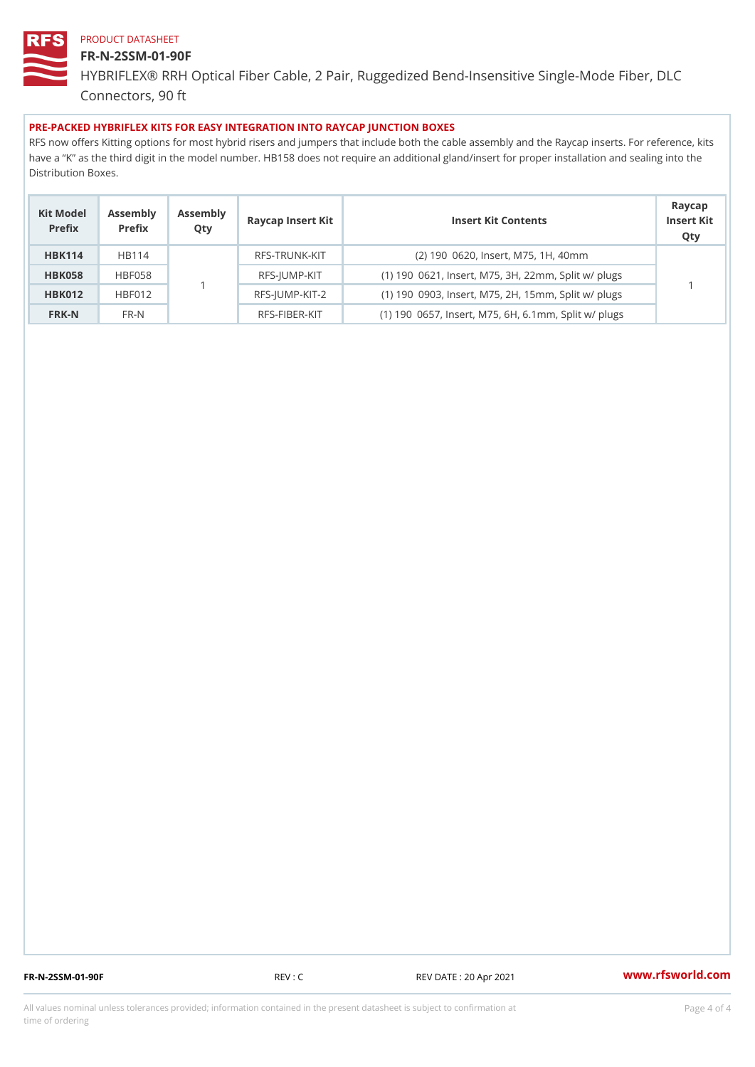PRODUCT DATASHEET

# FR-N-2SSM-01-90F

HYBRIFLEX® RRH Optical Fiber Cable, 2 Pair, Ruggedized Bend-Insensitive Single-Mode Fiber, DLC Connectors, 90 ft

## PRE-PACKED HYBRIFLEX KITS FOR EASY INTEGRATION INTO RAYCAP JUNCTION BOXES

RFS now offers Kitting options for most hybrid risers and jumpers that include both the cable assembly and the Raycap inserts. For reference, kits have a "K" as the third digit in the model number. HB158 does not require an additional gland/insert for proper installation and sealing into the Distribution Boxes.

| Kit Model Prefix | Assembly Prefix | Assembly Qty | Raycap Insert Kit | Insert Kit Contents | Raycap Insert Kit Qty |
|---|---|---|---|---|---|
| HBK114 | HB114 | 1 | RFS-TRUNK-KIT | (2) 190 0620, Insert, M75, 1H, 40mm | 1 |
| HBK058 | HBF058 | | RFS-JUMP-KIT | (1) 190 0621, Insert, M75, 3H, 22mm, Split w/ plugs | |
| HBK012 | HBF012 | | RFS-JUMP-KIT-2 | (1) 190 0903, Insert, M75, 2H, 15mm, Split w/ plugs | |
| FRK-N | FR-N | | RFS-FIBER-KIT | (1) 190 0657, Insert, M75, 6H, 6.1mm, Split w/ plugs | |

FR-N-2SSM-01-90F REV : C REV DATE : 20 Apr 2021 www.rfsworld.com

All values nominal unless tolerances provided; information contained in the present datasheet is subject to confirmation at time of ordering